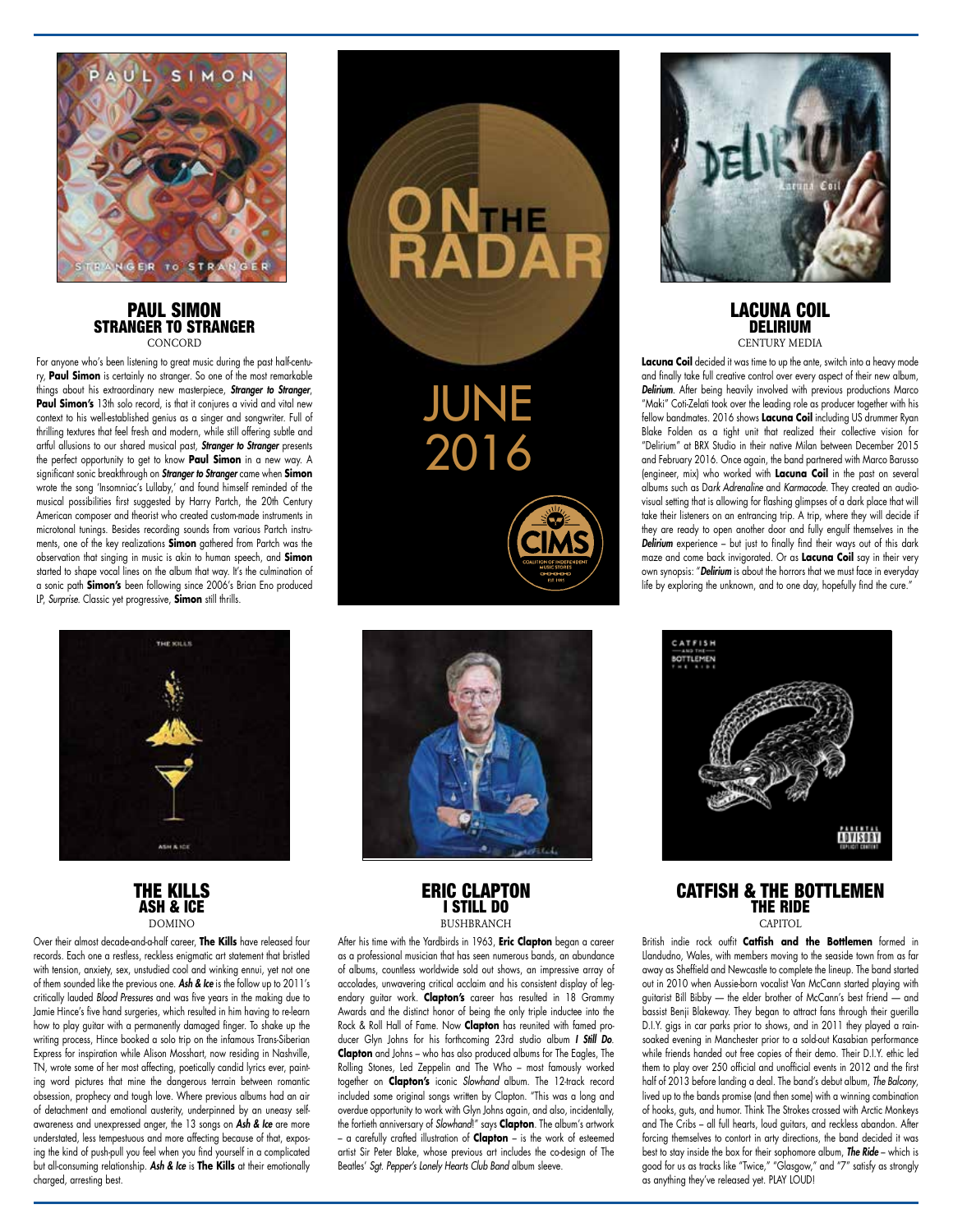# ON THE RADAR

JUNE 2016

## PAUL SIMON
### STRANGER TO STRANGER
CONCORD

For anyone who's been listening to great music during the past half-century, **Paul Simon** is certainly no stranger. So one of the most remarkable things about his extraordinary new masterpiece, ***Stranger to Stranger***, **Paul Simon's** 13th solo record, is that it conjures a vivid and vital new context to his well-established genius as a singer and songwriter. Full of thrilling textures that feel fresh and modern, while still offering subtle and artful allusions to our shared musical past, ***Stranger to Stranger*** presents the perfect opportunity to get to know **Paul Simon** in a new way. A significant sonic breakthrough on ***Stranger to Stranger*** came when **Simon** wrote the song 'Insomniac's Lullaby,' and found himself reminded of the musical possibilities first suggested by Harry Partch, the 20th Century American composer and theorist who created custom-made instruments in microtonal tunings. Besides recording sounds from various Partch instruments, one of the key realizations **Simon** gathered from Partch was the observation that singing in music is akin to human speech, and **Simon** started to shape vocal lines on the album that way. It's the culmination of a sonic path **Simon's** been following since 2006's Brian Eno produced LP, *Surprise*. Classic yet progressive, **Simon** still thrills.

## LACUNA COIL
### DELIRIUM
CENTURY MEDIA

**Lacuna Coil** decided it was time to up the ante, switch into a heavy mode and finally take full creative control over every aspect of their new album, ***Delirium***. After being heavily involved with previous productions Marco "Maki" Coti-Zelati took over the leading role as producer together with his fellow bandmates. 2016 shows **Lacuna Coil** including US drummer Ryan Blake Folden as a tight unit that realized their collective vision for "Delirium" at BRX Studio in their native Milan between December 2015 and February 2016. Once again, the band partnered with Marco Barusso (engineer, mix) who worked with **Lacuna Coil** in the past on several albums such as *Dark Adrenaline* and *Karmacode*. They created an audio-visual setting that is allowing for flashing glimpses of a dark place that will take their listeners on an entrancing trip. A trip, where they will decide if they are ready to open another door and fully engulf themselves in the ***Delirium*** experience – but just to finally find their ways out of this dark maze and come back invigorated. Or as **Lacuna Coil** say in their very own synopsis: "***Delirium*** is about the horrors that we must face in everyday life by exploring the unknown, and to one day, hopefully find the cure."

## THE KILLS
### ASH & ICE
DOMINO

Over their almost decade-and-a-half career, **The Kills** have released four records. Each one a restless, reckless enigmatic art statement that bristled with tension, anxiety, sex, unstudied cool and winking ennui, yet not one of them sounded like the previous one. ***Ash & Ice*** is the follow up to 2011's critically lauded *Blood Pressures* and was five years in the making due to Jamie Hince's five hand surgeries, which resulted in him having to re-learn how to play guitar with a permanently damaged finger. To shake up the writing process, Hince booked a solo trip on the infamous Trans-Siberian Express for inspiration while Alison Mosshart, now residing in Nashville, TN, wrote some of her most affecting, poetically candid lyrics ever, painting word pictures that mine the dangerous terrain between romantic obsession, prophecy and tough love. Where previous albums had an air of detachment and emotional austerity, underpinned by an uneasy self-awareness and unexpressed anger, the 13 songs on ***Ash & Ice*** are more understated, less tempestuous and more affecting because of that, exposing the kind of push-pull you feel when you find yourself in a complicated but all-consuming relationship. ***Ash & Ice*** is **The Kills** at their emotionally charged, arresting best.

## ERIC CLAPTON
### I STILL DO
BUSHBRANCH

After his time with the Yardbirds in 1963, **Eric Clapton** began a career as a professional musician that has seen numerous bands, an abundance of albums, countless worldwide sold out shows, an impressive array of accolades, unwavering critical acclaim and his consistent display of legendary guitar work. **Clapton's** career has resulted in 18 Grammy Awards and the distinct honor of being the only triple inductee into the Rock & Roll Hall of Fame. Now **Clapton** has reunited with famed producer Glyn Johns for his forthcoming 23rd studio album ***I Still Do***. **Clapton** and Johns – who has also produced albums for The Eagles, The Rolling Stones, Led Zeppelin and The Who – most famously worked together on **Clapton's** iconic *Slowhand* album. The 12-track record included some original songs written by Clapton. "This was a long and overdue opportunity to work with Glyn Johns again, and also, incidentally, the fortieth anniversary of *Slowhand*!" says **Clapton**. The album's artwork – a carefully crafted illustration of **Clapton** – is the work of esteemed artist Sir Peter Blake, whose previous art includes the co-design of The Beatles' *Sgt. Pepper's Lonely Hearts Club Band* album sleeve.

## CATFISH & THE BOTTLEMEN
### THE RIDE
CAPITOL

British indie rock outfit **Catfish and the Bottlemen** formed in Llandudno, Wales, with members moving to the seaside town from as far away as Sheffield and Newcastle to complete the lineup. The band started out in 2010 when Aussie-born vocalist Van McCann started playing with guitarist Bill Bibby — the elder brother of McCann's best friend — and bassist Benji Blakeway. They began to attract fans through their guerilla D.I.Y. gigs in car parks prior to shows, and in 2011 they played a rain-soaked evening in Manchester prior to a sold-out Kasabian performance while friends handed out free copies of their demo. Their D.I.Y. ethic led them to play over 250 official and unofficial events in 2012 and the first half of 2013 before landing a deal. The band's debut album, *The Balcony*, lived up to the bands promise (and then some) with a winning combination of hooks, guts, and humor. Think The Strokes crossed with Arctic Monkeys and The Cribs – all full hearts, loud guitars, and reckless abandon. After forcing themselves to contort in arty directions, the band decided it was best to stay inside the box for their sophomore album, ***The Ride*** – which is good for us as tracks like "Twice," "Glasgow," and "7" satisfy as strongly as anything they've released yet. PLAY LOUD!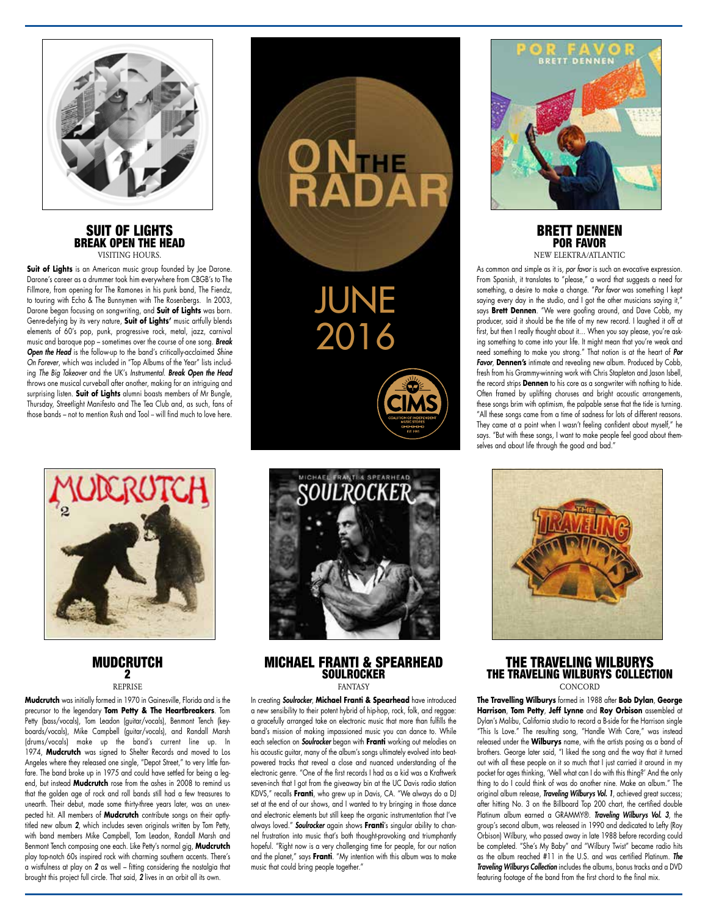# ON THE RADAR

JUNE 2016

## SUIT OF LIGHTS
### BREAK OPEN THE HEAD
VISITING HOURS.

**Suit of Lights** is an American music group founded by Joe Darone. Darone's career as a drummer took him everywhere from CBGB's to The Fillmore, from opening for The Ramones in his punk band, The Fiendz, to touring with Echo & The Bunnymen with The Rosenbergs. In 2003, Darone began focusing on songwriting, and **Suit of Lights** was born. Genre-defying by its very nature, **Suit of Lights'** music artfully blends elements of 60's pop, punk, progressive rock, metal, jazz, carnival music and baroque pop – sometimes over the course of one song. ***Break Open the Head*** is the follow-up to the band's critically-acclaimed *Shine On Forever*, which was included in "Top Albums of the Year" lists including *The Big Takeover* and the UK's *Instrumental*. ***Break Open the Head*** throws one musical curveball after another, making for an intriguing and surprising listen. **Suit of Lights** alumni boasts members of Mr Bungle, Thursday, Streetlight Manifesto and The Tea Club and, as such, fans of those bands – not to mention Rush and Tool – will find much to love here.

## BRETT DENNEN
### POR FAVOR
NEW ELEKTRA/ATLANTIC

As common and simple as it is, *por favor* is such an evocative expression. From Spanish, it translates to "please," a word that suggests a need for something, a desire to make a change. "*Por favor* was something I kept saying every day in the studio, and I got the other musicians saying it," says **Brett Dennen**. "We were goofing around, and Dave Cobb, my producer, said it should be the title of my new record. I laughed it off at first, but then I really thought about it… When you say please, you're asking something to come into your life. It might mean that you're weak and need something to make you strong." That notion is at the heart of ***Por Favor***, **Dennen's** intimate and revealing new album. Produced by Cobb, fresh from his Grammy-winning work with Chris Stapleton and Jason Isbell, the record strips **Dennen** to his core as a songwriter with nothing to hide. Often framed by uplifting choruses and bright acoustic arrangements, these songs brim with optimism, the palpable sense that the tide is turning. "All these songs came from a time of sadness for lots of different reasons. They came at a point when I wasn't feeling confident about myself," he says. "But with these songs, I want to make people feel good about themselves and about life through the good and bad."

## MUDCRUTCH
### 2
REPRISE

**Mudcrutch** was initially formed in 1970 in Gainesville, Florida and is the precursor to the legendary **Tom Petty & The Heartbreakers**. Tom Petty (bass/vocals), Tom Leadon (guitar/vocals), Benmont Tench (keyboards/vocals), Mike Campbell (guitar/vocals), and Randall Marsh (drums/vocals) make up the band's current line up. In 1974, **Mudcrutch** was signed to Shelter Records and moved to Los Angeles where they released one single, "Depot Street," to very little fanfare. The band broke up in 1975 and could have settled for being a legend, but instead **Mudcrutch** rose from the ashes in 2008 to remind us that the golden age of rock and roll bands still had a few treasures to unearth. Their debut, made some thirty-three years later, was an unexpected hit. All members of **Mudcrutch** contribute songs on their aptly-titled new album ***2***, which includes seven originals written by Tom Petty, with band members Mike Campbell, Tom Leadon, Randall Marsh and Benmont Tench composing one each. Like Petty's normal gig, **Mudcrutch** play top-notch 60s inspired rock with charming southern accents. There's a wistfulness at play on ***2*** as well – fitting considering the nostalgia that brought this project full circle. That said, ***2*** lives in an orbit all its own.

## MICHAEL FRANTI & SPEARHEAD
### SOULROCKER
FANTASY

In creating ***Soulrocker***, **Michael Franti & Spearhead** have introduced a new sensibility to their potent hybrid of hip-hop, rock, folk, and reggae: a gracefully arranged take on electronic music that more than fulfills the band's mission of making impassioned music you can dance to. While each selection on ***Soulrocker*** began with **Franti** working out melodies on his acoustic guitar, many of the album's songs ultimately evolved into beat-powered tracks that reveal a close and nuanced understanding of the electronic genre. "One of the first records I had as a kid was a Kraftwerk seven-inch that I got from the giveaway bin at the UC Davis radio station KDVS," recalls **Franti**, who grew up in Davis, CA. "We always do a DJ set at the end of our shows, and I wanted to try bringing in those dance and electronic elements but still keep the organic instrumentation that I've always loved." ***Soulrocker*** again shows **Franti**'s singular ability to channel frustration into music that's both thought-provoking and triumphantly hopeful. "Right now is a very challenging time for people, for our nation and the planet," says **Franti**. "My intention with this album was to make music that could bring people together."

## THE TRAVELING WILBURYS
### THE TRAVELING WILBURYS COLLECTION
CONCORD

**The Travelling Wilburys** formed in 1988 after **Bob Dylan**, **George Harrison**, **Tom Petty**, **Jeff Lynne** and **Roy Orbison** assembled at Dylan's Malibu, California studio to record a B-side for the Harrison single "This Is Love." The resulting song, "Handle With Care," was instead released under the **Wilburys** name, with the artists posing as a band of brothers. George later said, "I liked the song and the way that it turned out with all these people on it so much that I just carried it around in my pocket for ages thinking, 'Well what can I do with this thing?' And the only thing to do I could think of was do another nine. Make an album." The original album release, ***Traveling Wilburys Vol. 1***, achieved great success; after hitting No. 3 on the Billboard Top 200 chart, the certified double Platinum album earned a GRAMMY®. ***Traveling Wilburys Vol. 3***, the group's second album, was released in 1990 and dedicated to Lefty (Roy Orbison) Wilbury, who passed away in late 1988 before recording could be completed. "She's My Baby" and "Wilbury Twist" became radio hits as the album reached #11 in the U.S. and was certified Platinum. ***The Traveling Wilburys Collection*** includes the albums, bonus tracks and a DVD featuring footage of the band from the first chord to the final mix.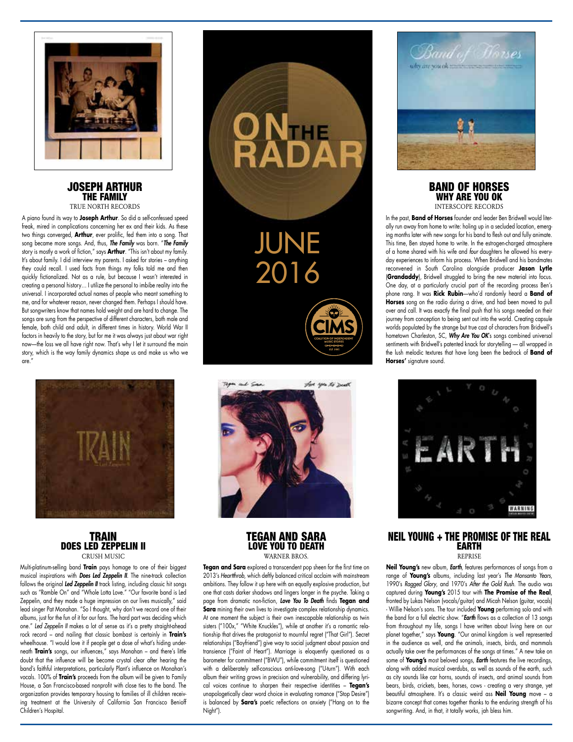# ON THE RADAR

JUNE 2016

## JOSEPH ARTHUR
### THE FAMILY
TRUE NORTH RECORDS

A piano found its way to **Joseph Arthur**. So did a self-confessed speed freak, mired in complications concerning her ex and their kids. As these two things converged, **Arthur**, ever prolific, fed them into a song. That song became more songs. And, thus, ***The Family*** was born. "***The Family*** story is mostly a work of fiction," says **Arthur**. "This isn't about my family. It's about family. I did interview my parents. I asked for stories – anything they could recall. I used facts from things my folks told me and then quickly fictionalized. Not as a rule, but because I wasn't interested in creating a personal history… I utilize the personal to imbibe reality into the universal. I incorporated actual names of people who meant something to me, and for whatever reason, never changed them. Perhaps I should have. But songwriters know that names hold weight and are hard to change. The songs are sung from the perspective of different characters, both male and female, both child and adult, in different times in history. World War II factors in heavily to the story, but for me it was always just about war right now—the loss we all have right now. That's why I let it surround the main story, which is the way family dynamics shape us and make us who we are."

## BAND OF HORSES
### WHY ARE YOU OK
INTERSCOPE RECORDS

In the past, **Band of Horses** founder and leader Ben Bridwell would literally run away from home to write: holing up in a secluded location, emerging months later with new songs for his band to flesh out and fully animate. This time, Ben stayed home to write. In the estrogen-charged atmosphere of a home shared with his wife and *four* daughters he allowed his everyday experiences to inform his process. When Bridwell and his bandmates reconvened in South Carolina alongside producer **Jason Lytle** (**Grandaddy**), Bridwell struggled to bring the new material into focus. One day, at a particularly crucial part of the recording process Ben's phone rang. It was **Rick Rubin**—who'd randomly heard a **Band of Horses** song on the radio during a drive, and had been moved to pull over and call. It was exactly the final push that his songs needed on their journey from conception to being sent out into the world. Creating capsule worlds populated by the strange but true cast of characters from Bridwell's hometown Charleston, SC, ***Why Are You OK***'s songs combined universal sentiments with Bridwell's patented knack for storytelling — all wrapped in the lush melodic textures that have long been the bedrock of **Band of Horses'** signature sound.

## TRAIN
### DOES LED ZEPPELIN II
CRUSH MUSIC

Multi-platinum-selling band **Train** pays homage to one of their biggest musical inspirations with ***Does Led Zeppelin II***. The nine-track collection follows the original ***Led Zeppelin II*** track listing, including classic hit songs such as "Ramble On" and "Whole Lotta Love." "Our favorite band is Led Zeppelin, and they made a huge impression on our lives musically," said lead singer Pat Monahan. "So I thought, why don't we record one of their albums, just for the fun of it for our fans. The hard part was deciding which one." *Led Zeppelin II* makes a lot of sense as it's a pretty straight-ahead rock record – and nailing that classic bombast is certainly in **Train's** wheelhouse. "I would love it if people get a dose of what's hiding underneath **Train's** songs, our influences," says Monahan – and there's little doubt that the influence will be become crystal clear after hearing the band's faithful interpretations, particularly Plant's influence on Monahan's vocals. 100% of **Train's** proceeds from the album will be given to Family House, a San Francisco-based nonprofit with close ties to the band. The organization provides temporary housing to families of ill children receiving treatment at the University of California San Francisco Benioff Children's Hospital.

## TEGAN AND SARA
### LOVE YOU TO DEATH
WARNER BROS.

**Tegan and Sara** explored a transcendent pop sheen for the first time on 2013's *Heartthrob*, which deftly balanced critical acclaim with mainstream ambitions. They follow it up here with an equally explosive production, but one that casts darker shadows and lingers longer in the psyche. Taking a page from dramatic non-fiction, ***Love You To Death*** finds **Tegan and Sara** mining their own lives to investigate complex relationship dynamics. At one moment the subject is their own inescapable relationship as twin sisters ("100x," "White Knuckles"), while at another it's a romantic relationship that drives the protagonist to mournful regret ("That Girl"). Secret relationships ("Boyfriend") give way to social judgment about passion and transience ("Faint of Heart"). Marriage is eloquently questioned as a barometer for commitment ("BWU"), while commitment itself is questioned with a deliberately self-conscious anti-love-song ("U-turn"). With each album their writing grows in precision and vulnerability, and differing lyrical voices continue to sharpen their respective identities – **Tegan's** unapologetically clear word choice in evaluating romance ("Stop Desire") is balanced by **Sara's** poetic reflections on anxiety ("Hang on to the Night").

## NEIL YOUNG + THE PROMISE OF THE REAL
### EARTH
REPRISE

**Neil Young's** new album, ***Earth***, features performances of songs from a range of **Young's** albums, including last year's *The Monsanto Years*, 1990's *Ragged Glory*, and 1970's *After the Gold Rush*. The audio was captured during **Young's** 2015 tour with **The Promise of the Real**, fronted by Lukas Nelson (vocals/guitar) and Micah Nelson (guitar, vocals) - Willie Nelson's sons. The tour included **Young** performing solo and with the band for a full electric show. "***Earth*** flows as a collection of 13 songs from throughout my life, songs I have written about living here on our planet together," says **Young**. "Our animal kingdom is well represented in the audience as well, and the animals, insects, birds, and mammals actually take over the performances of the songs at times." A new take on some of **Young's** most beloved songs, ***Earth*** features the live recordings, along with added musical overdubs, as well as sounds of the earth, such as city sounds like car horns, sounds of insects, and animal sounds from bears, birds, crickets, bees, horses, cows - creating a very strange, yet beautiful atmosphere. It's a classic weird ass **Neil Young** move – a bizarre concept that comes together thanks to the enduring strength of his songwriting. And, in that, it totally works, jah bless him.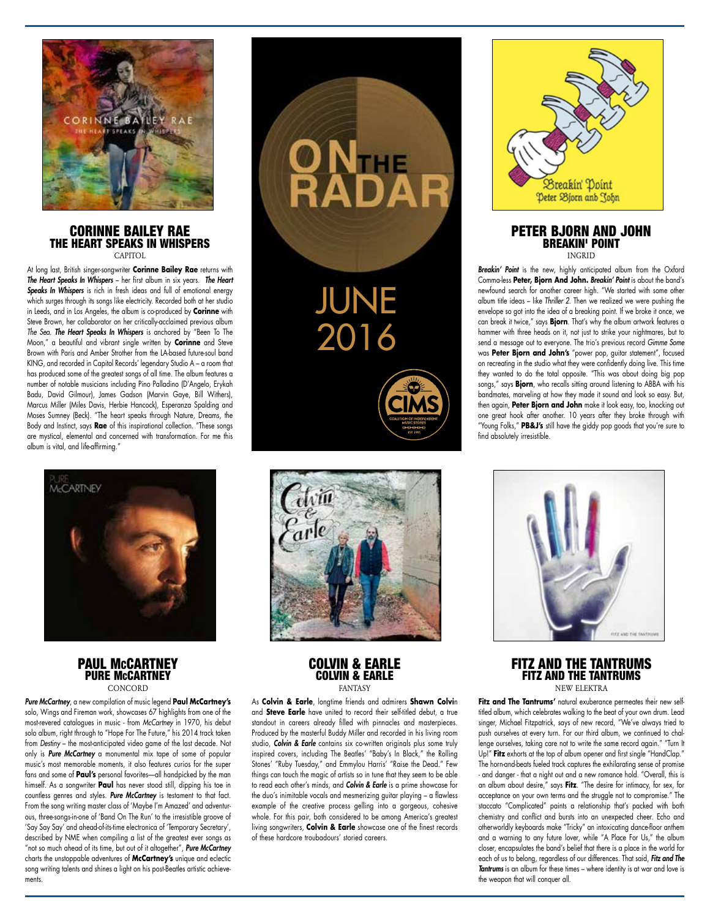## CORINNE BAILEY RAE
### THE HEART SPEAKS IN WHISPERS
CAPITOL

At long last, British singer-songwriter **Corinne Bailey Rae** returns with ***The Heart Speaks In Whispers*** – her first album in six years. ***The Heart Speaks In Whispers*** is rich in fresh ideas and full of emotional energy which surges through its songs like electricity. Recorded both at her studio in Leeds, and in Los Angeles, the album is co-produced by **Corinne** with Steve Brown, her collaborator on her critically-acclaimed previous album *The Sea*. ***The Heart Speaks In Whispers*** is anchored by "Been To The Moon," a beautiful and vibrant single written by **Corinne** and Steve Brown with Paris and Amber Strother from the LA-based future-soul band KING, and recorded in Capitol Records' legendary Studio A – a room that has produced some of the greatest songs of all time. The album features a number of notable musicians including Pino Palladino (D'Angelo, Erykah Badu, David Gilmour), James Gadson (Marvin Gaye, Bill Withers), Marcus Miller (Miles Davis, Herbie Hancock), Esperanza Spalding and Moses Sumney (Beck). "The heart speaks through Nature, Dreams, the Body and Instinct, says **Rae** of this inspirational collection. "These songs are mystical, elemental and concerned with transformation. For me this album is vital, and life-affirming."

# ON THE RADAR

JUNE 2016

CIMS
COALITION OF INDEPENDENT MUSIC STORES
EST. 1995

## PETER BJORN AND JOHN
### BREAKIN' POINT
INGRID

***Breakin' Point*** is the new, highly anticipated album from the Oxford Comma-less **Peter, Bjorn And John.** ***Breakin' Point*** is about the band's newfound search for another career high. "We started with some other album title ideas – like *Thriller 2*. Then we realized we were pushing the envelope so got into the idea of a breaking point. If we broke it once, we can break it twice," says **Bjorn**. That's why the album artwork features a hammer with three heads on it, not just to strike your nightmares, but to send a message out to everyone. The trio's previous record *Gimme Some* was **Peter Bjorn and John's** "power pop, guitar statement", focused on recreating in the studio what they were confidently doing live. This time they wanted to do the total opposite. "This was about doing big pop songs," says **Bjorn**, who recalls sitting around listening to ABBA with his bandmates, marveling at how they made it sound and look so easy. But, then again, **Peter Bjorn and John** make it look easy, too, knocking out one great hook after another. 10 years after they broke through with "Young Folks," **PB&J's** still have the giddy pop goods that you're sure to find absolutely irresistible.

## PAUL McCARTNEY
### PURE McCARTNEY
CONCORD

***Pure McCartney***, a new compilation of music legend **Paul McCartney's** solo, Wings and Fireman work, showcases 67 highlights from one of the most-revered catalogues in music - from *McCartney* in 1970, his debut solo album, right through to "Hope For The Future," his 2014 track taken from *Destiny* – the most-anticipated video game of the last decade. Not only is ***Pure McCartney*** a monumental mix tape of some of popular music's most memorable moments, it also features curios for the super fans and some of **Paul's** personal favorites—all handpicked by the man himself. As a songwriter **Paul** has never stood still, dipping his toe in countless genres and styles. ***Pure McCartney*** is testament to that fact. From the song writing master class of 'Maybe I'm Amazed' and adventurous, three-songs-in-one of 'Band On The Run' to the irresistible groove of 'Say Say Say' and ahead-of-its-time electronica of 'Temporary Secretary', described by NME when compiling a list of the greatest ever songs as "not so much ahead of its time, but out of it altogether", ***Pure McCartney*** charts the unstoppable adventures of **McCartney's** unique and eclectic song writing talents and shines a light on his post-Beatles artistic achievements.

## COLVIN & EARLE
### COLVIN & EARLE
FANTASY

As **Colvin & Earle**, longtime friends and admirers **Shawn Colvin** and **Steve Earle** have united to record their self-titled debut, a true standout in careers already filled with pinnacles and masterpieces. Produced by the masterful Buddy Miller and recorded in his living room studio, ***Colvin & Earle*** contains six co-written originals plus some truly inspired covers, including The Beatles' "Baby's In Black," the Rolling Stones' "Ruby Tuesday," and Emmylou Harris' "Raise the Dead." Few things can touch the magic of artists so in tune that they seem to be able to read each other's minds, and ***Colvin & Earle*** is a prime showcase for the duo's inimitable vocals and mesmerizing guitar playing – a flawless example of the creative process gelling into a gorgeous, cohesive whole. For this pair, both considered to be among America's greatest living songwriters, **Colvin & Earle** showcase one of the finest records of these hardcore troubadours' storied careers.

## FITZ AND THE TANTRUMS
### FITZ AND THE TANTRUMS
NEW ELEKTRA

**Fitz and The Tantrums'** natural exuberance permeates their new self-titled album, which celebrates walking to the beat of your own drum. Lead singer, Michael Fitzpatrick, says of new record, "We've always tried to push ourselves at every turn. For our third album, we continued to challenge ourselves, taking care not to write the same record again." "Turn It Up!" **Fitz** exhorts at the top of album opener and first single "HandClap." The horn-and-beats fueled track captures the exhilarating sense of promise - and danger - that a night out and a new romance hold. "Overall, this is an album about desire," says **Fitz**. "The desire for intimacy, for sex, for acceptance on your own terms and the struggle not to compromise." The staccato "Complicated" paints a relationship that's packed with both chemistry and conflict and bursts into an unexpected cheer. Echo and otherworldly keyboards make "Tricky" an intoxicating dance-floor anthem and a warning to any future lover, while "A Place For Us," the album closer, encapsulates the band's belief that there is a place in the world for each of us to belong, regardless of our differences. That said, ***Fitz and The Tantrums*** is an album for these times – where identity is at war and love is the weapon that will conquer all.